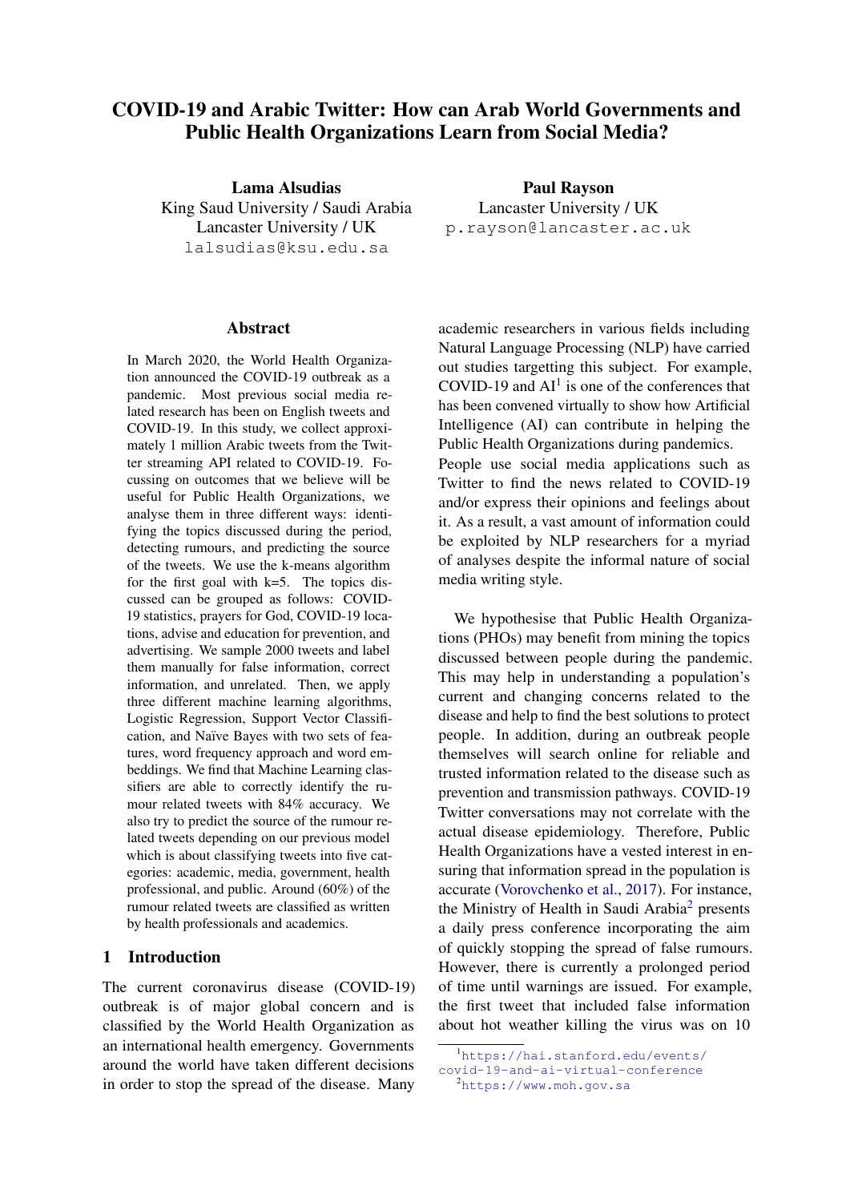# COVID-19 and Arabic Twitter: How can Arab World Governments and Public Health Organizations Learn from Social Media?

**Lama Alsudias**
King Saud University / Saudi Arabia
Lancaster University / UK
lalsudias@ksu.edu.sa

**Paul Rayson**
Lancaster University / UK
p.rayson@lancaster.ac.uk

## Abstract

In March 2020, the World Health Organization announced the COVID-19 outbreak as a pandemic. Most previous social media related research has been on English tweets and COVID-19. In this study, we collect approximately 1 million Arabic tweets from the Twitter streaming API related to COVID-19. Focussing on outcomes that we believe will be useful for Public Health Organizations, we analyse them in three different ways: identifying the topics discussed during the period, detecting rumours, and predicting the source of the tweets. We use the k-means algorithm for the first goal with k=5. The topics discussed can be grouped as follows: COVID-19 statistics, prayers for God, COVID-19 locations, advise and education for prevention, and advertising. We sample 2000 tweets and label them manually for false information, correct information, and unrelated. Then, we apply three different machine learning algorithms, Logistic Regression, Support Vector Classification, and Naïve Bayes with two sets of features, word frequency approach and word embeddings. We find that Machine Learning classifiers are able to correctly identify the rumour related tweets with 84% accuracy. We also try to predict the source of the rumour related tweets depending on our previous model which is about classifying tweets into five categories: academic, media, government, health professional, and public. Around (60%) of the rumour related tweets are classified as written by health professionals and academics.

## 1 Introduction

The current coronavirus disease (COVID-19) outbreak is of major global concern and is classified by the World Health Organization as an international health emergency. Governments around the world have taken different decisions in order to stop the spread of the disease. Many academic researchers in various fields including Natural Language Processing (NLP) have carried out studies targetting this subject. For example, COVID-19 and AI[1] is one of the conferences that has been convened virtually to show how Artificial Intelligence (AI) can contribute in helping the Public Health Organizations during pandemics.

People use social media applications such as Twitter to find the news related to COVID-19 and/or express their opinions and feelings about it. As a result, a vast amount of information could be exploited by NLP researchers for a myriad of analyses despite the informal nature of social media writing style.

We hypothesise that Public Health Organizations (PHOs) may benefit from mining the topics discussed between people during the pandemic. This may help in understanding a population's current and changing concerns related to the disease and help to find the best solutions to protect people. In addition, during an outbreak people themselves will search online for reliable and trusted information related to the disease such as prevention and transmission pathways. COVID-19 Twitter conversations may not correlate with the actual disease epidemiology. Therefore, Public Health Organizations have a vested interest in ensuring that information spread in the population is accurate (Vorovchenko et al., 2017). For instance, the Ministry of Health in Saudi Arabia[2] presents a daily press conference incorporating the aim of quickly stopping the spread of false rumours. However, there is currently a prolonged period of time until warnings are issued. For example, the first tweet that included false information about hot weather killing the virus was on 10

[1] https://hai.stanford.edu/events/covid-19-and-ai-virtual-conference

[2] https://www.moh.gov.sa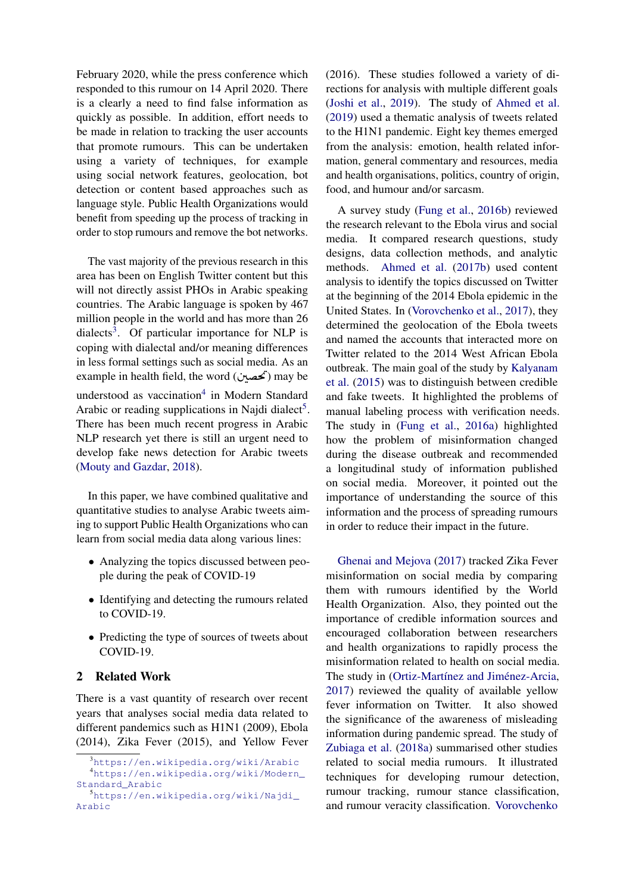February 2020, while the press conference which responded to this rumour on 14 April 2020. There is a clearly a need to find false information as quickly as possible. In addition, effort needs to be made in relation to tracking the user accounts that promote rumours. This can be undertaken using a variety of techniques, for example using social network features, geolocation, bot detection or content based approaches such as language style. Public Health Organizations would benefit from speeding up the process of tracking in order to stop rumours and remove the bot networks.

The vast majority of the previous research in this area has been on English Twitter content but this will not directly assist PHOs in Arabic speaking countries. The Arabic language is spoken by 467 million people in the world and has more than 26 dialects[3]. Of particular importance for NLP is coping with dialectal and/or meaning differences in less formal settings such as social media. As an example in health field, the word (تحصين) may be understood as vaccination[4] in Modern Standard Arabic or reading supplications in Najdi dialect[5]. There has been much recent progress in Arabic NLP research yet there is still an urgent need to develop fake news detection for Arabic tweets (Mouty and Gazdar, 2018).

In this paper, we have combined qualitative and quantitative studies to analyse Arabic tweets aiming to support Public Health Organizations who can learn from social media data along various lines:

- Analyzing the topics discussed between people during the peak of COVID-19
- Identifying and detecting the rumours related to COVID-19.
- Predicting the type of sources of tweets about COVID-19.

## 2 Related Work

There is a vast quantity of research over recent years that analyses social media data related to different pandemics such as H1N1 (2009), Ebola (2014), Zika Fever (2015), and Yellow Fever (2016). These studies followed a variety of directions for analysis with multiple different goals (Joshi et al., 2019). The study of Ahmed et al. (2019) used a thematic analysis of tweets related to the H1N1 pandemic. Eight key themes emerged from the analysis: emotion, health related information, general commentary and resources, media and health organisations, politics, country of origin, food, and humour and/or sarcasm.

A survey study (Fung et al., 2016b) reviewed the research relevant to the Ebola virus and social media. It compared research questions, study designs, data collection methods, and analytic methods. Ahmed et al. (2017b) used content analysis to identify the topics discussed on Twitter at the beginning of the 2014 Ebola epidemic in the United States. In (Vorovchenko et al., 2017), they determined the geolocation of the Ebola tweets and named the accounts that interacted more on Twitter related to the 2014 West African Ebola outbreak. The main goal of the study by Kalyanam et al. (2015) was to distinguish between credible and fake tweets. It highlighted the problems of manual labeling process with verification needs. The study in (Fung et al., 2016a) highlighted how the problem of misinformation changed during the disease outbreak and recommended a longitudinal study of information published on social media. Moreover, it pointed out the importance of understanding the source of this information and the process of spreading rumours in order to reduce their impact in the future.

Ghenai and Mejova (2017) tracked Zika Fever misinformation on social media by comparing them with rumours identified by the World Health Organization. Also, they pointed out the importance of credible information sources and encouraged collaboration between researchers and health organizations to rapidly process the misinformation related to health on social media. The study in (Ortiz-Martínez and Jiménez-Arcia, 2017) reviewed the quality of available yellow fever information on Twitter. It also showed the significance of the awareness of misleading information during pandemic spread. The study of Zubiaga et al. (2018a) summarised other studies related to social media rumours. It illustrated techniques for developing rumour detection, rumour tracking, rumour stance classification, and rumour veracity classification. Vorovchenko

[3] https://en.wikipedia.org/wiki/Arabic
[4] https://en.wikipedia.org/wiki/Modern_Standard_Arabic
[5] https://en.wikipedia.org/wiki/Najdi_Arabic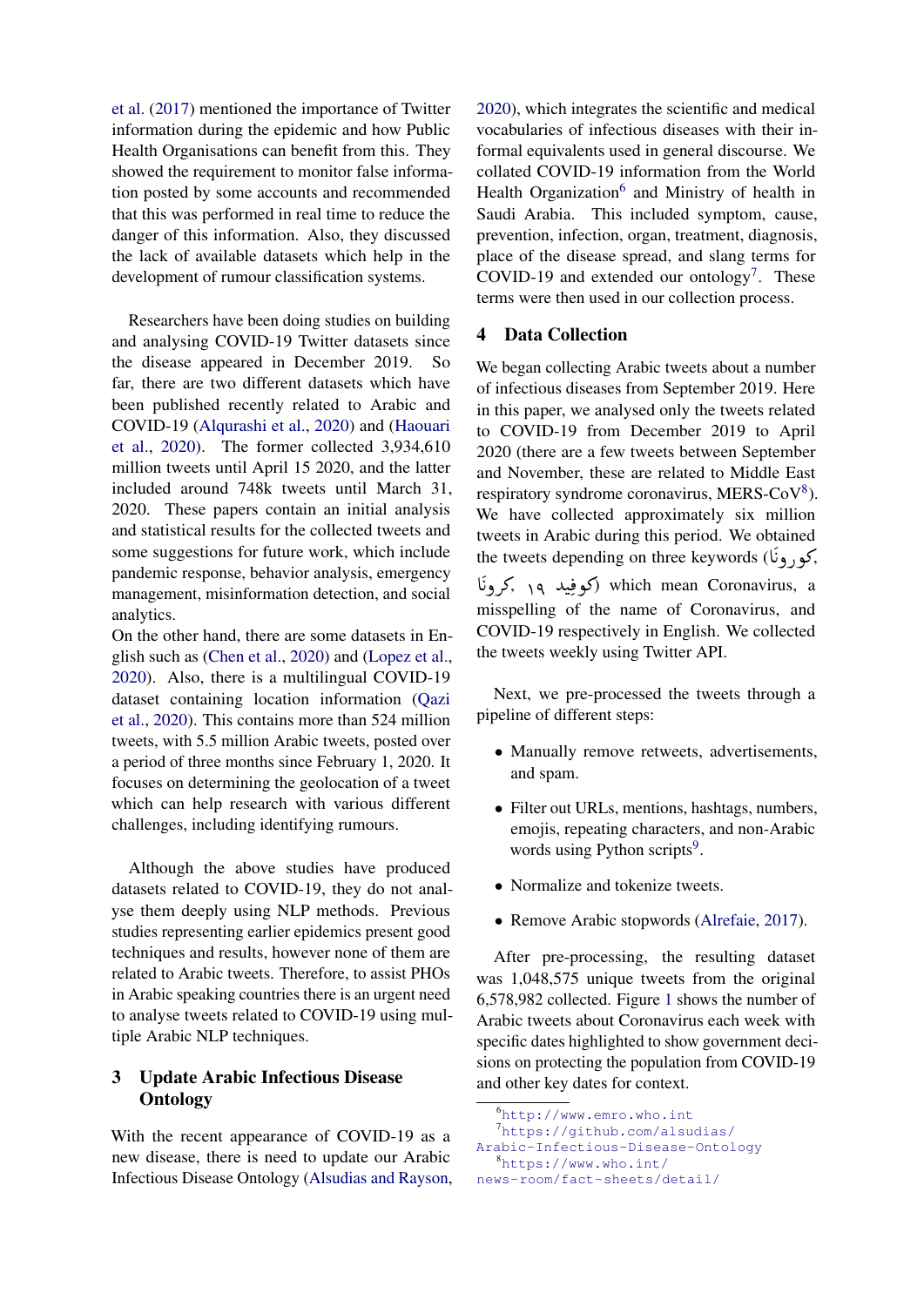et al. (2017) mentioned the importance of Twitter information during the epidemic and how Public Health Organisations can benefit from this. They showed the requirement to monitor false information posted by some accounts and recommended that this was performed in real time to reduce the danger of this information. Also, they discussed the lack of available datasets which help in the development of rumour classification systems.

Researchers have been doing studies on building and analysing COVID-19 Twitter datasets since the disease appeared in December 2019. So far, there are two different datasets which have been published recently related to Arabic and COVID-19 (Alqurashi et al., 2020) and (Haouari et al., 2020). The former collected 3,934,610 million tweets until April 15 2020, and the latter included around 748k tweets until March 31, 2020. These papers contain an initial analysis and statistical results for the collected tweets and some suggestions for future work, which include pandemic response, behavior analysis, emergency management, misinformation detection, and social analytics.

On the other hand, there are some datasets in English such as (Chen et al., 2020) and (Lopez et al., 2020). Also, there is a multilingual COVID-19 dataset containing location information (Qazi et al., 2020). This contains more than 524 million tweets, with 5.5 million Arabic tweets, posted over a period of three months since February 1, 2020. It focuses on determining the geolocation of a tweet which can help research with various different challenges, including identifying rumours.

Although the above studies have produced datasets related to COVID-19, they do not analyse them deeply using NLP methods. Previous studies representing earlier epidemics present good techniques and results, however none of them are related to Arabic tweets. Therefore, to assist PHOs in Arabic speaking countries there is an urgent need to analyse tweets related to COVID-19 using multiple Arabic NLP techniques.

## 3 Update Arabic Infectious Disease Ontology

With the recent appearance of COVID-19 as a new disease, there is need to update our Arabic Infectious Disease Ontology (Alsudias and Rayson, 2020), which integrates the scientific and medical vocabularies of infectious diseases with their informal equivalents used in general discourse. We collated COVID-19 information from the World Health Organization[6] and Ministry of health in Saudi Arabia. This included symptom, cause, prevention, infection, organ, treatment, diagnosis, place of the disease spread, and slang terms for COVID-19 and extended our ontology[7]. These terms were then used in our collection process.

## 4 Data Collection

We began collecting Arabic tweets about a number of infectious diseases from September 2019. Here in this paper, we analysed only the tweets related to COVID-19 from December 2019 to April 2020 (there are a few tweets between September and November, these are related to Middle East respiratory syndrome coronavirus, MERS-CoV[8]). We have collected approximately six million tweets in Arabic during this period. We obtained the tweets depending on three keywords (كورونا, كرونا, كوفيد ١٩) which mean Coronavirus, a misspelling of the name of Coronavirus, and COVID-19 respectively in English. We collected the tweets weekly using Twitter API.

Next, we pre-processed the tweets through a pipeline of different steps:

- Manually remove retweets, advertisements, and spam.
- Filter out URLs, mentions, hashtags, numbers, emojis, repeating characters, and non-Arabic words using Python scripts[9].
- Normalize and tokenize tweets.
- Remove Arabic stopwords (Alrefaie, 2017).

After pre-processing, the resulting dataset was 1,048,575 unique tweets from the original 6,578,982 collected. Figure 1 shows the number of Arabic tweets about Coronavirus each week with specific dates highlighted to show government decisions on protecting the population from COVID-19 and other key dates for context.

[6] http://www.emro.who.int

[7] https://github.com/alsudias/Arabic-Infectious-Disease-Ontology

[8] https://www.who.int/news-room/fact-sheets/detail/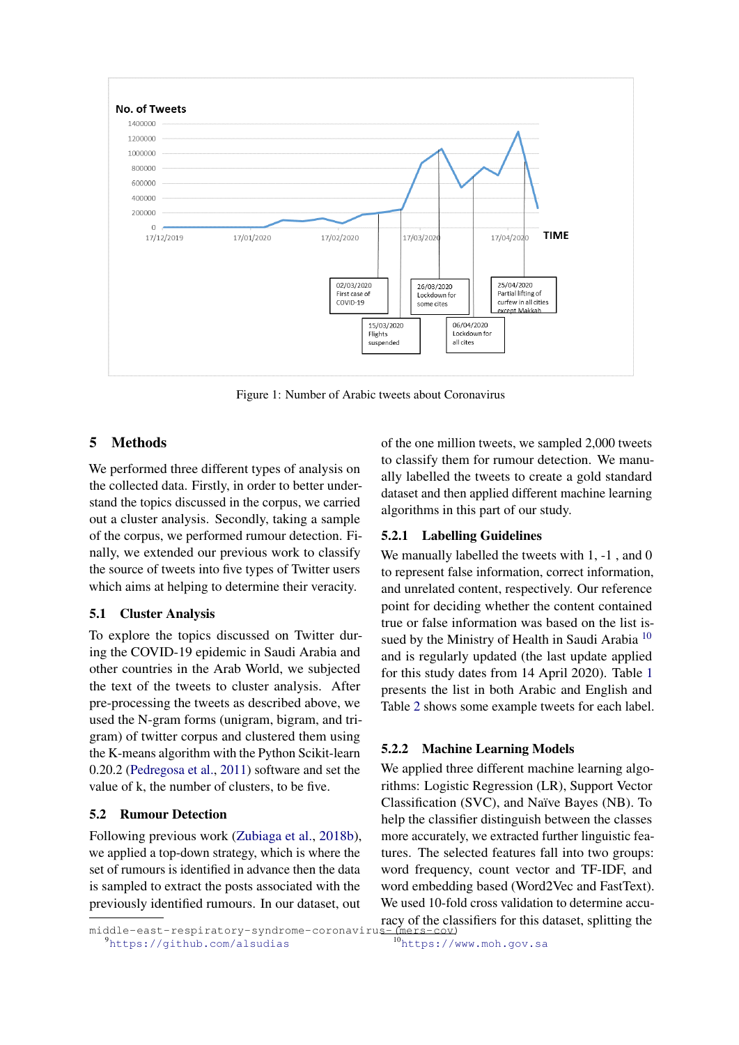Figure 1: Number of Arabic tweets about Coronavirus

## 5 Methods

We performed three different types of analysis on the collected data. Firstly, in order to better understand the topics discussed in the corpus, we carried out a cluster analysis. Secondly, taking a sample of the corpus, we performed rumour detection. Finally, we extended our previous work to classify the source of tweets into five types of Twitter users which aims at helping to determine their veracity.

### 5.1 Cluster Analysis

To explore the topics discussed on Twitter during the COVID-19 epidemic in Saudi Arabia and other countries in the Arab World, we subjected the text of the tweets to cluster analysis. After pre-processing the tweets as described above, we used the N-gram forms (unigram, bigram, and trigram) of twitter corpus and clustered them using the K-means algorithm with the Python Scikit-learn 0.20.2 (Pedregosa et al., 2011) software and set the value of k, the number of clusters, to be five.

### 5.2 Rumour Detection

Following previous work (Zubiaga et al., 2018b), we applied a top-down strategy, which is where the set of rumours is identified in advance then the data is sampled to extract the posts associated with the previously identified rumours. In our dataset, out of the one million tweets, we sampled 2,000 tweets to classify them for rumour detection. We manually labelled the tweets to create a gold standard dataset and then applied different machine learning algorithms in this part of our study.

#### 5.2.1 Labelling Guidelines

We manually labelled the tweets with 1, -1 , and 0 to represent false information, correct information, and unrelated content, respectively. Our reference point for deciding whether the content contained true or false information was based on the list issued by the Ministry of Health in Saudi Arabia [10] and is regularly updated (the last update applied for this study dates from 14 April 2020). Table 1 presents the list in both Arabic and English and Table 2 shows some example tweets for each label.

#### 5.2.2 Machine Learning Models

We applied three different machine learning algorithms: Logistic Regression (LR), Support Vector Classification (SVC), and Naïve Bayes (NB). To help the classifier distinguish between the classes more accurately, we extracted further linguistic features. The selected features fall into two groups: word frequency, count vector and TF-IDF, and word embedding based (Word2Vec and FastText). We used 10-fold cross validation to determine accuracy of the classifiers for this dataset, splitting the

middle-east-respiratory-syndrome-coronavirus-(mers-cov)

[9] https://github.com/alsudias

[10] https://www.moh.gov.sa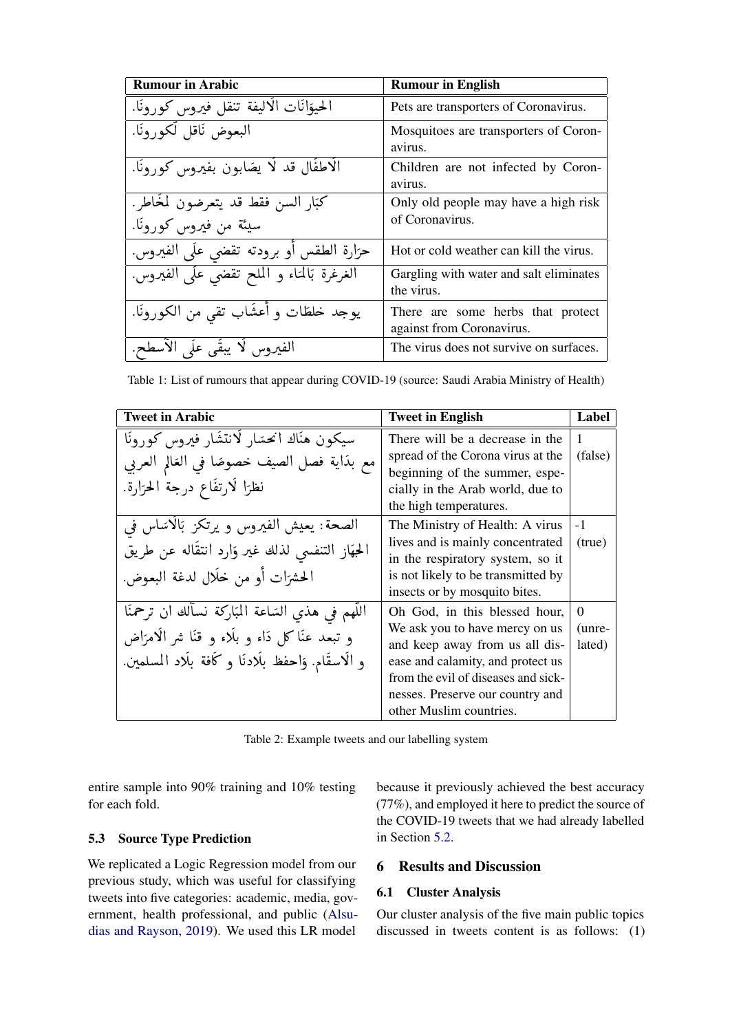| Rumour in Arabic | Rumour in English |
| --- | --- |
| الحيوَانَات الَاليفة تنقل فيروس كورونَا. | Pets are transporters of Coronavirus. |
| البعوض نَاقل لّكورونَا. | Mosquitoes are transporters of Coronavirus. |
| الَاطفَال قد لَا يصَابون بفيروس كورونَا. | Children are not infected by Coronavirus. |
| كبَار السن فقط قد يتعرضون لمخَاطر. سيئة من فيروس كورونَا. | Only old people may have a high risk of Coronavirus. |
| حرَارة الطقس أو برودته تقضي علَى الفيروس. | Hot or cold weather can kill the virus. |
| الغرغرة بَالمَاء و الملح تقضي علَى الفيروس. | Gargling with water and salt eliminates the virus. |
| يوجد خلطَات و أعشَاب تقي من الكورونَا. | There are some herbs that protect against from Coronavirus. |
| الفيروس لَا يبقَى علَى الَأسطح. | The virus does not survive on surfaces. |

Table 1: List of rumours that appear during COVID-19 (source: Saudi Arabia Ministry of Health)

| Tweet in Arabic | Tweet in English | Label |
| --- | --- | --- |
| سيكون هنَاك انحسَار لَانتشَار فيروس كورونَا مع بدَاية فصل الصيف خصوصَا في العَالم العربي نظرًا لَارتفَاع درجة الحرَارة. | There will be a decrease in the spread of the Corona virus at the beginning of the summer, especially in the Arab world, due to the high temperatures. | 1 (false) |
| الصحة: يعيش الفيروس و يرتكز بَالَاسَاس في الجهَاز التنفسي لذلك غير وَارد انتقَاله عن طريق الحشرَات أو من خلَال لدغة البعوض. | The Ministry of Health: A virus lives and is mainly concentrated in the respiratory system, so it is not likely to be transmitted by insects or by mosquito bites. | -1 (true) |
| اللّهم في هذي السَاعة المبَاركة نسألك ان ترحمنَا و تبعد عنَا كل دَاء و بلَاء و قنَا شر الَامرَاض و الَاسقَام. وَاحفظ بلَادنَا و كَافة بلَاد المسلمين. | Oh God, in this blessed hour, We ask you to have mercy on us and keep away from us all disease and calamity, and protect us from the evil of diseases and sicknesses. Preserve our country and other Muslim countries. | 0 (unrelated) |

Table 2: Example tweets and our labelling system

entire sample into 90% training and 10% testing for each fold.

### 5.3 Source Type Prediction

We replicated a Logic Regression model from our previous study, which was useful for classifying tweets into five categories: academic, media, government, health professional, and public (Alsudias and Rayson, 2019). We used this LR model because it previously achieved the best accuracy (77%), and employed it here to predict the source of the COVID-19 tweets that we had already labelled in Section 5.2.

## 6 Results and Discussion

### 6.1 Cluster Analysis

Our cluster analysis of the five main public topics discussed in tweets content is as follows: (1)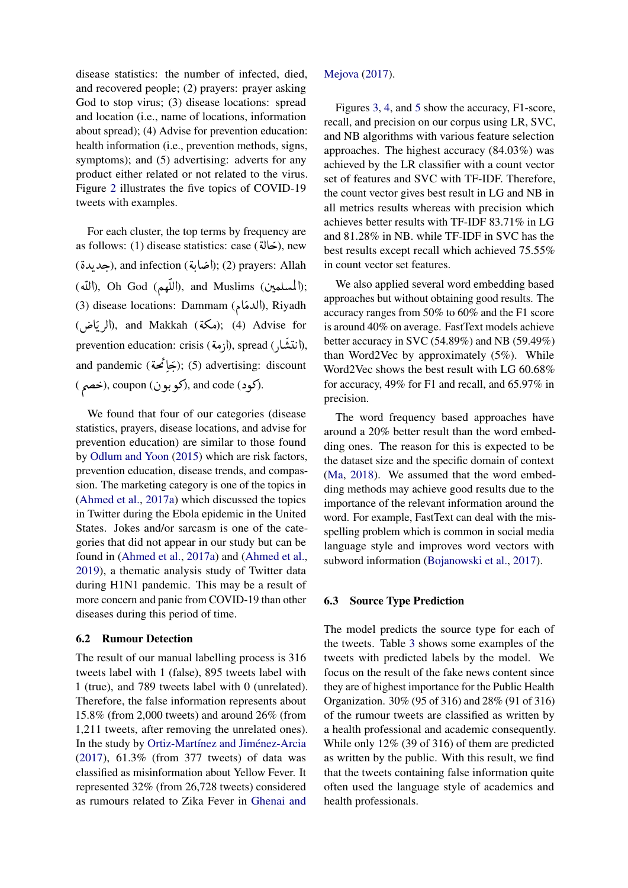disease statistics: the number of infected, died, and recovered people; (2) prayers: prayer asking God to stop virus; (3) disease locations: spread and location (i.e., name of locations, information about spread); (4) Advise for prevention education: health information (i.e., prevention methods, signs, symptoms); and (5) advertising: adverts for any product either related or not related to the virus. Figure 2 illustrates the five topics of COVID-19 tweets with examples.

For each cluster, the top terms by frequency are as follows: (1) disease statistics: case (حَالة), new (جديدة), and infection (اصَابة); (2) prayers: Allah (اللّه), Oh God (اللّهم), and Muslims (المسلمين); (3) disease locations: Dammam (الدمّام), Riyadh (الريّاض), and Makkah (مكة); (4) Advise for prevention education: crisis (ازمة), spread (انتشَار), and pandemic (جَائحة); (5) advertising: discount (خصم), coupon (كوبون), and code (كود).

We found that four of our categories (disease statistics, prayers, disease locations, and advise for prevention education) are similar to those found by Odlum and Yoon (2015) which are risk factors, prevention education, disease trends, and compassion. The marketing category is one of the topics in (Ahmed et al., 2017a) which discussed the topics in Twitter during the Ebola epidemic in the United States. Jokes and/or sarcasm is one of the categories that did not appear in our study but can be found in (Ahmed et al., 2017a) and (Ahmed et al., 2019), a thematic analysis study of Twitter data during H1N1 pandemic. This may be a result of more concern and panic from COVID-19 than other diseases during this period of time.

### 6.2 Rumour Detection

The result of our manual labelling process is 316 tweets label with 1 (false), 895 tweets label with 1 (true), and 789 tweets label with 0 (unrelated). Therefore, the false information represents about 15.8% (from 2,000 tweets) and around 26% (from 1,211 tweets, after removing the unrelated ones). In the study by Ortiz-Martínez and Jiménez-Arcia (2017), 61.3% (from 377 tweets) of data was classified as misinformation about Yellow Fever. It represented 32% (from 26,728 tweets) considered as rumours related to Zika Fever in Ghenai and Mejova (2017).

Figures 3, 4, and 5 show the accuracy, F1-score, recall, and precision on our corpus using LR, SVC, and NB algorithms with various feature selection approaches. The highest accuracy (84.03%) was achieved by the LR classifier with a count vector set of features and SVC with TF-IDF. Therefore, the count vector gives best result in LG and NB in all metrics results whereas with precision which achieves better results with TF-IDF 83.71% in LG and 81.28% in NB. while TF-IDF in SVC has the best results except recall which achieved 75.55% in count vector set features.

We also applied several word embedding based approaches but without obtaining good results. The accuracy ranges from 50% to 60% and the F1 score is around 40% on average. FastText models achieve better accuracy in SVC (54.89%) and NB (59.49%) than Word2Vec by approximately (5%). While Word2Vec shows the best result with LG 60.68% for accuracy, 49% for F1 and recall, and 65.97% in precision.

The word frequency based approaches have around a 20% better result than the word embedding ones. The reason for this is expected to be the dataset size and the specific domain of context (Ma, 2018). We assumed that the word embedding methods may achieve good results due to the importance of the relevant information around the word. For example, FastText can deal with the misspelling problem which is common in social media language style and improves word vectors with subword information (Bojanowski et al., 2017).

### 6.3 Source Type Prediction

The model predicts the source type for each of the tweets. Table 3 shows some examples of the tweets with predicted labels by the model. We focus on the result of the fake news content since they are of highest importance for the Public Health Organization. 30% (95 of 316) and 28% (91 of 316) of the rumour tweets are classified as written by a health professional and academic consequently. While only 12% (39 of 316) of them are predicted as written by the public. With this result, we find that the tweets containing false information quite often used the language style of academics and health professionals.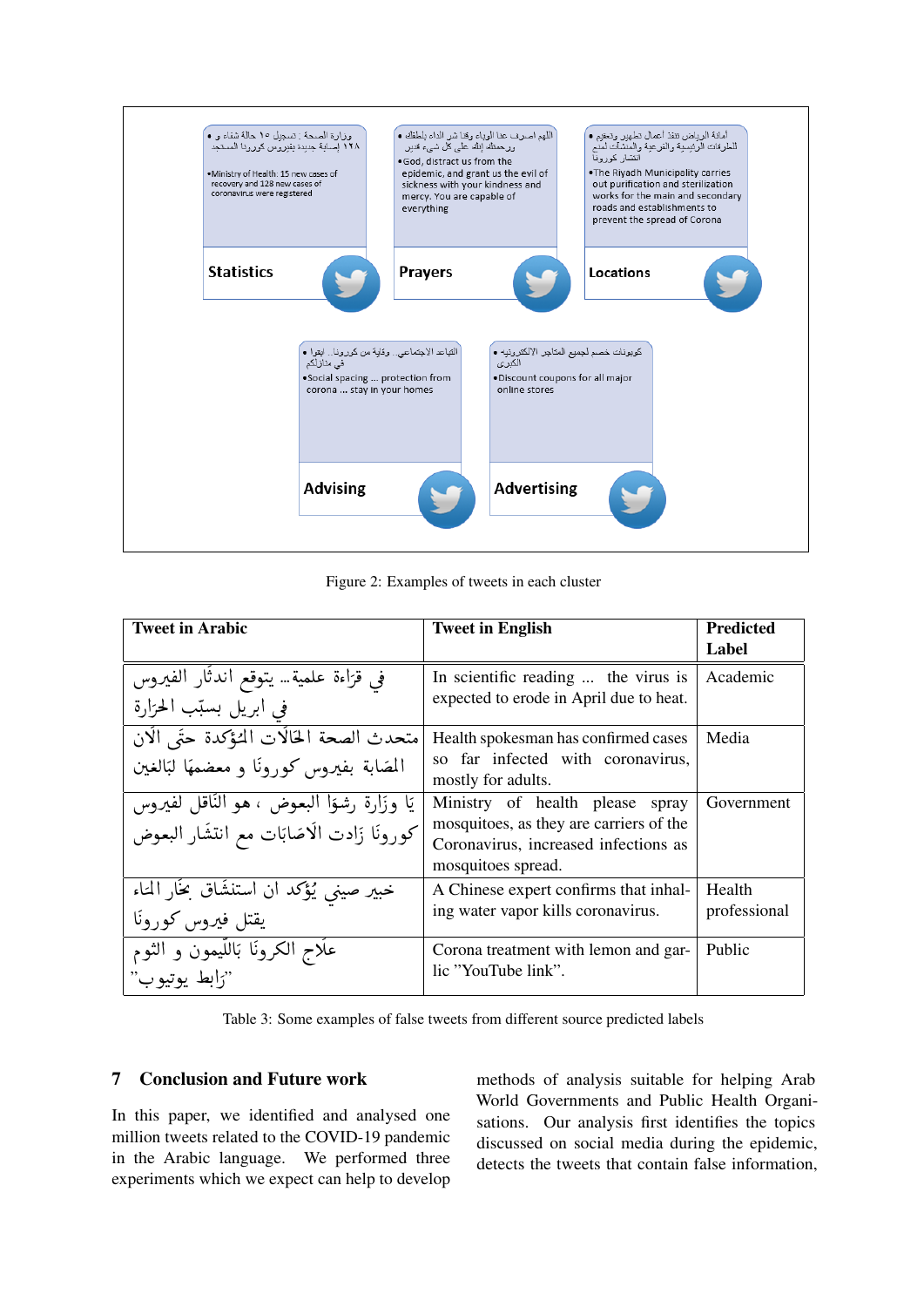**Statistics**

- وزارة الصحة : تسجيل ١٥ حالة شفاء و ١٢٨ إصابة جديدة بفيروس كورونا المستجد
- Ministry of Health. 15 new cases of recovery and 128 new cases of coronavirus were registered

**Prayers**

- اللهم اصرف عنا الوباء وقنا شر الداء بلطفك ورحمتك إنك على كل شيء قدير
- God, distract us from the epidemic, and grant us the evil of sickness with your kindness and mercy. You are capable of everything

**Locations**

- أمانة الرياض تنفذ أعمال تطهير وتعقيم للطرقات الرئيسية والفرعية والمنشآت لمنع انتشار كورونا
- The Riyadh Municipality carries out purification and sterilization works for the main and secondary roads and establishments to prevent the spread of Corona

**Advising**

- التباعد الاجتماعي .. وقاية من كورونا .. ابقوا في منازلكم
- Social spacing ... protection from corona ... stay in your homes

**Advertising**

- كوبونات خصم لجميع المتاجر الالكترونية الكبرى
- Discount coupons for all major online stores

Figure 2: Examples of tweets in each cluster

| Tweet in Arabic | Tweet in English | Predicted Label |
|---|---|---|
| في قرَاءة علمية… يتوقع اندثَار الفيرُوس في ابريل بسبّب الحرَارة | In scientific reading ... the virus is expected to erode in April due to heat. | Academic |
| متحدث الصحة الحَالَات المُؤكدة حتَى الآن المُصَابة بفيرُوس كورونَا و معظمهَا لبَالغين | Health spokesman has confirmed cases so far infected with coronavirus, mostly for adults. | Media |
| يَا وزارة رشوَا البعوض ، هو النَاقل لفيرُوس كورونَا زَادت الاَصَابَات مع انتشَار البعوض | Ministry of health please spray mosquitoes, as they are carriers of the Coronavirus, increased infections as mosquitoes spread. | Government |
| خبير صيني يُؤكد ان استنشَاق بخَار المَاء يقتل فيرُوس كورونَا | A Chinese expert confirms that inhaling water vapor kills coronavirus. | Health professional |
| علَاج الكرونَا بَاللّيمون و الثوم "رَابط يوتيوب" | Corona treatment with lemon and garlic "YouTube link". | Public |

Table 3: Some examples of false tweets from different source predicted labels

## 7 Conclusion and Future work

In this paper, we identified and analysed one million tweets related to the COVID-19 pandemic in the Arabic language. We performed three experiments which we expect can help to develop methods of analysis suitable for helping Arab World Governments and Public Health Organisations. Our analysis first identifies the topics discussed on social media during the epidemic, detects the tweets that contain false information,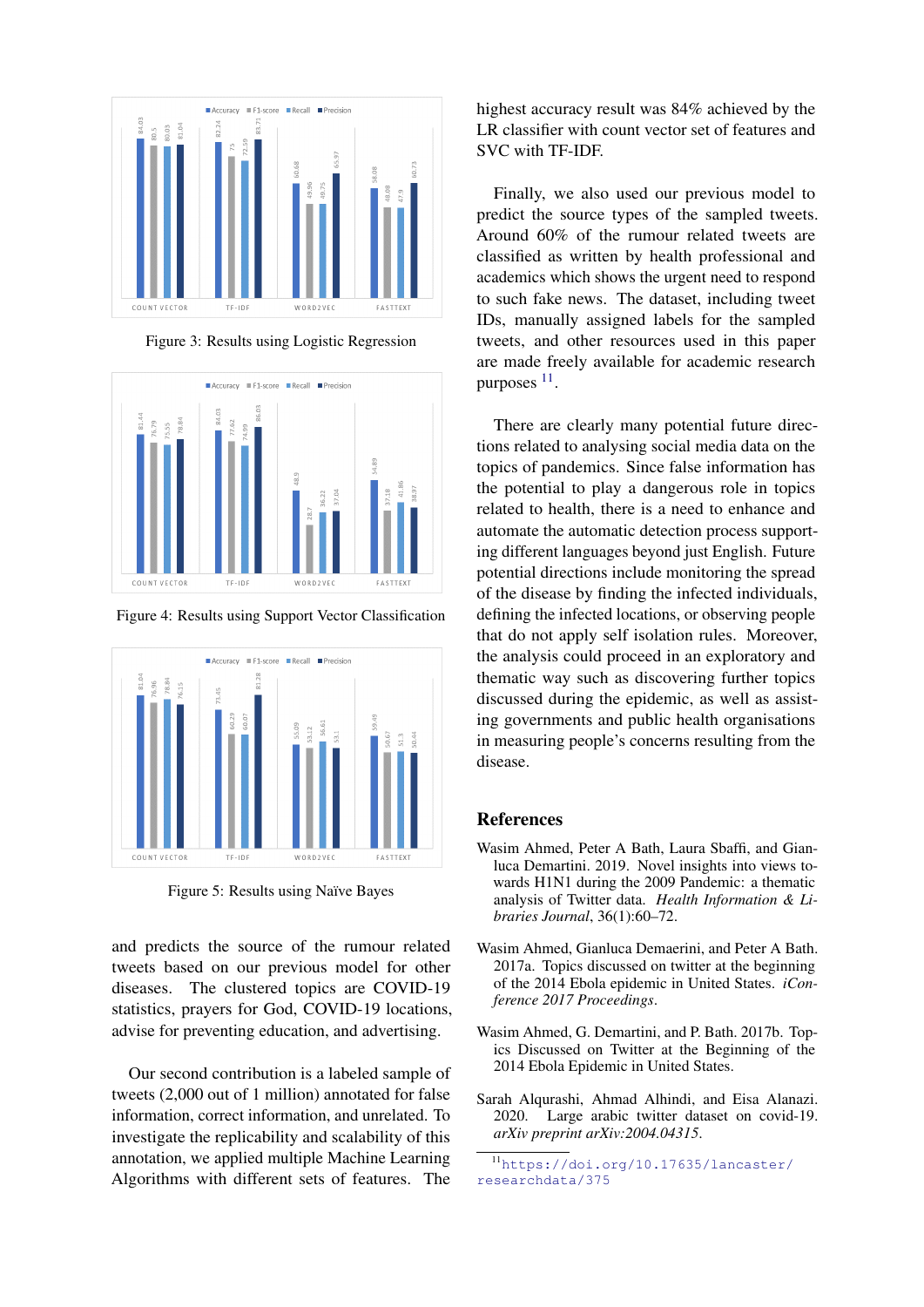Figure 3: Results using Logistic Regression

Figure 4: Results using Support Vector Classification

Figure 5: Results using Naïve Bayes

and predicts the source of the rumour related tweets based on our previous model for other diseases. The clustered topics are COVID-19 statistics, prayers for God, COVID-19 locations, advise for preventing education, and advertising.

Our second contribution is a labeled sample of tweets (2,000 out of 1 million) annotated for false information, correct information, and unrelated. To investigate the replicability and scalability of this annotation, we applied multiple Machine Learning Algorithms with different sets of features. The highest accuracy result was 84% achieved by the LR classifier with count vector set of features and SVC with TF-IDF.

Finally, we also used our previous model to predict the source types of the sampled tweets. Around 60% of the rumour related tweets are classified as written by health professional and academics which shows the urgent need to respond to such fake news. The dataset, including tweet IDs, manually assigned labels for the sampled tweets, and other resources used in this paper are made freely available for academic research purposes [11].

There are clearly many potential future directions related to analysing social media data on the topics of pandemics. Since false information has the potential to play a dangerous role in topics related to health, there is a need to enhance and automate the automatic detection process supporting different languages beyond just English. Future potential directions include monitoring the spread of the disease by finding the infected individuals, defining the infected locations, or observing people that do not apply self isolation rules. Moreover, the analysis could proceed in an exploratory and thematic way such as discovering further topics discussed during the epidemic, as well as assisting governments and public health organisations in measuring people's concerns resulting from the disease.

## References

Wasim Ahmed, Peter A Bath, Laura Sbaffi, and Gianluca Demartini. 2019. Novel insights into views towards H1N1 during the 2009 Pandemic: a thematic analysis of Twitter data. *Health Information & Libraries Journal*, 36(1):60–72.

Wasim Ahmed, Gianluca Demaerini, and Peter A Bath. 2017a. Topics discussed on twitter at the beginning of the 2014 Ebola epidemic in United States. *iConference 2017 Proceedings*.

Wasim Ahmed, G. Demartini, and P. Bath. 2017b. Topics Discussed on Twitter at the Beginning of the 2014 Ebola Epidemic in United States.

Sarah Alqurashi, Ahmad Alhindi, and Eisa Alanazi. 2020. Large arabic twitter dataset on covid-19. *arXiv preprint arXiv:2004.04315*.

[11] https://doi.org/10.17635/lancaster/researchdata/375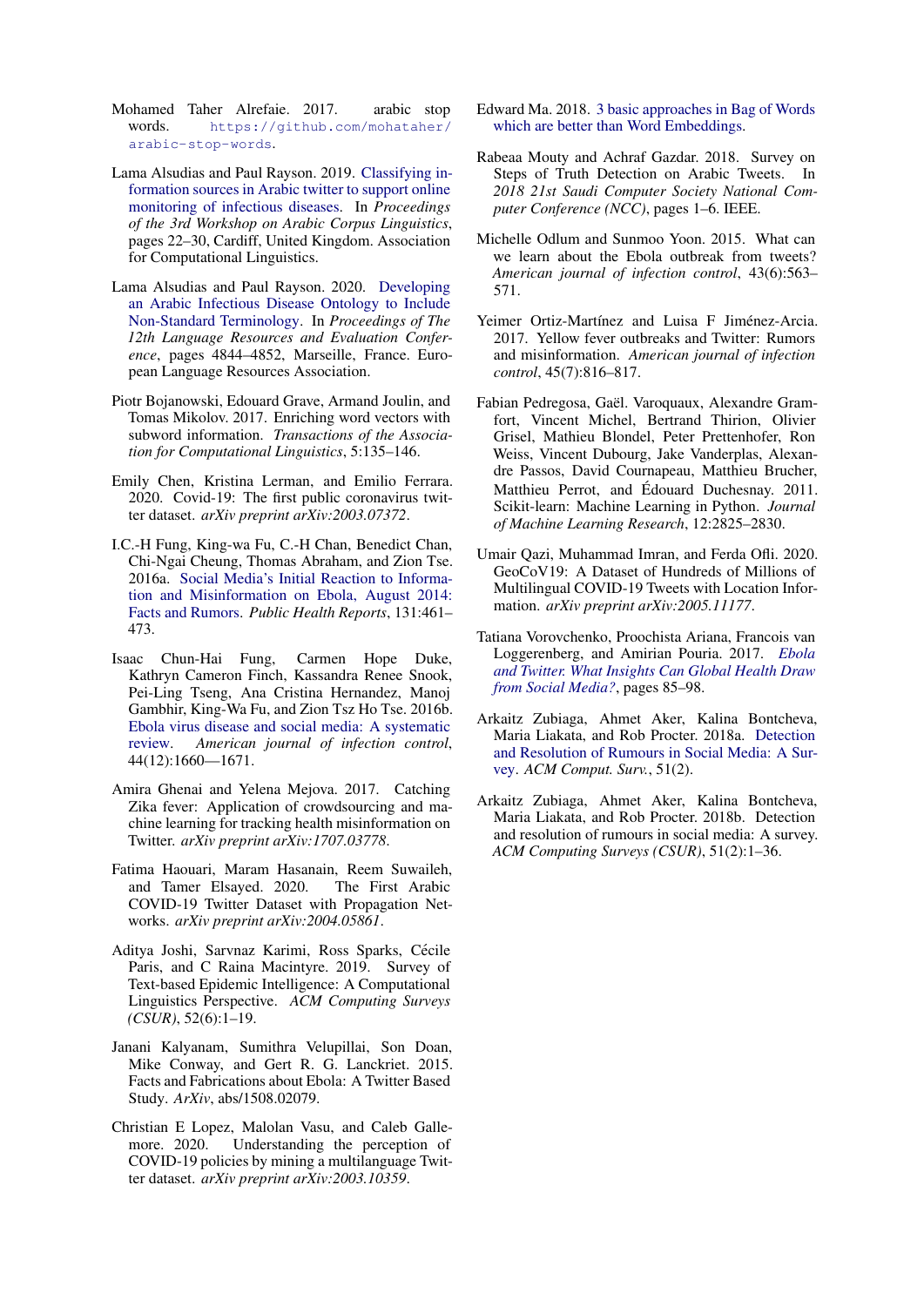Mohamed Taher Alrefaie. 2017. arabic stop words. https://github.com/mohataher/arabic-stop-words.

Lama Alsudias and Paul Rayson. 2019. Classifying information sources in Arabic twitter to support online monitoring of infectious diseases. In *Proceedings of the 3rd Workshop on Arabic Corpus Linguistics*, pages 22–30, Cardiff, United Kingdom. Association for Computational Linguistics.

Lama Alsudias and Paul Rayson. 2020. Developing an Arabic Infectious Disease Ontology to Include Non-Standard Terminology. In *Proceedings of The 12th Language Resources and Evaluation Conference*, pages 4844–4852, Marseille, France. European Language Resources Association.

Piotr Bojanowski, Edouard Grave, Armand Joulin, and Tomas Mikolov. 2017. Enriching word vectors with subword information. *Transactions of the Association for Computational Linguistics*, 5:135–146.

Emily Chen, Kristina Lerman, and Emilio Ferrara. 2020. Covid-19: The first public coronavirus twitter dataset. *arXiv preprint arXiv:2003.07372*.

I.C.-H Fung, King-wa Fu, C.-H Chan, Benedict Chan, Chi-Ngai Cheung, Thomas Abraham, and Zion Tse. 2016a. Social Media's Initial Reaction to Information and Misinformation on Ebola, August 2014: Facts and Rumors. *Public Health Reports*, 131:461–473.

Isaac Chun-Hai Fung, Carmen Hope Duke, Kathryn Cameron Finch, Kassandra Renee Snook, Pei-Ling Tseng, Ana Cristina Hernandez, Manoj Gambhir, King-Wa Fu, and Zion Tsz Ho Tse. 2016b. Ebola virus disease and social media: A systematic review. *American journal of infection control*, 44(12):1660—1671.

Amira Ghenai and Yelena Mejova. 2017. Catching Zika fever: Application of crowdsourcing and machine learning for tracking health misinformation on Twitter. *arXiv preprint arXiv:1707.03778*.

Fatima Haouari, Maram Hasanain, Reem Suwaileh, and Tamer Elsayed. 2020. The First Arabic COVID-19 Twitter Dataset with Propagation Networks. *arXiv preprint arXiv:2004.05861*.

Aditya Joshi, Sarvnaz Karimi, Ross Sparks, Cécile Paris, and C Raina Macintyre. 2019. Survey of Text-based Epidemic Intelligence: A Computational Linguistics Perspective. *ACM Computing Surveys (CSUR)*, 52(6):1–19.

Janani Kalyanam, Sumithra Velupillai, Son Doan, Mike Conway, and Gert R. G. Lanckriet. 2015. Facts and Fabrications about Ebola: A Twitter Based Study. *ArXiv*, abs/1508.02079.

Christian E Lopez, Malolan Vasu, and Caleb Gallemore. 2020. Understanding the perception of COVID-19 policies by mining a multilanguage Twitter dataset. *arXiv preprint arXiv:2003.10359*.

Edward Ma. 2018. 3 basic approaches in Bag of Words which are better than Word Embeddings.

Rabeaa Mouty and Achraf Gazdar. 2018. Survey on Steps of Truth Detection on Arabic Tweets. In *2018 21st Saudi Computer Society National Computer Conference (NCC)*, pages 1–6. IEEE.

Michelle Odlum and Sunmoo Yoon. 2015. What can we learn about the Ebola outbreak from tweets? *American journal of infection control*, 43(6):563–571.

Yeimer Ortiz-Martínez and Luisa F Jiménez-Arcia. 2017. Yellow fever outbreaks and Twitter: Rumors and misinformation. *American journal of infection control*, 45(7):816–817.

Fabian Pedregosa, Gaël. Varoquaux, Alexandre Gramfort, Vincent Michel, Bertrand Thirion, Olivier Grisel, Mathieu Blondel, Peter Prettenhofer, Ron Weiss, Vincent Dubourg, Jake Vanderplas, Alexandre Passos, David Cournapeau, Matthieu Brucher, Matthieu Perrot, and Édouard Duchesnay. 2011. Scikit-learn: Machine Learning in Python. *Journal of Machine Learning Research*, 12:2825–2830.

Umair Qazi, Muhammad Imran, and Ferda Ofli. 2020. GeoCoV19: A Dataset of Hundreds of Millions of Multilingual COVID-19 Tweets with Location Information. *arXiv preprint arXiv:2005.11177*.

Tatiana Vorovchenko, Proochista Ariana, Francois van Loggerenberg, and Amirian Pouria. 2017. *Ebola and Twitter. What Insights Can Global Health Draw from Social Media?*, pages 85–98.

Arkaitz Zubiaga, Ahmet Aker, Kalina Bontcheva, Maria Liakata, and Rob Procter. 2018a. Detection and Resolution of Rumours in Social Media: A Survey. *ACM Comput. Surv.*, 51(2).

Arkaitz Zubiaga, Ahmet Aker, Kalina Bontcheva, Maria Liakata, and Rob Procter. 2018b. Detection and resolution of rumours in social media: A survey. *ACM Computing Surveys (CSUR)*, 51(2):1–36.